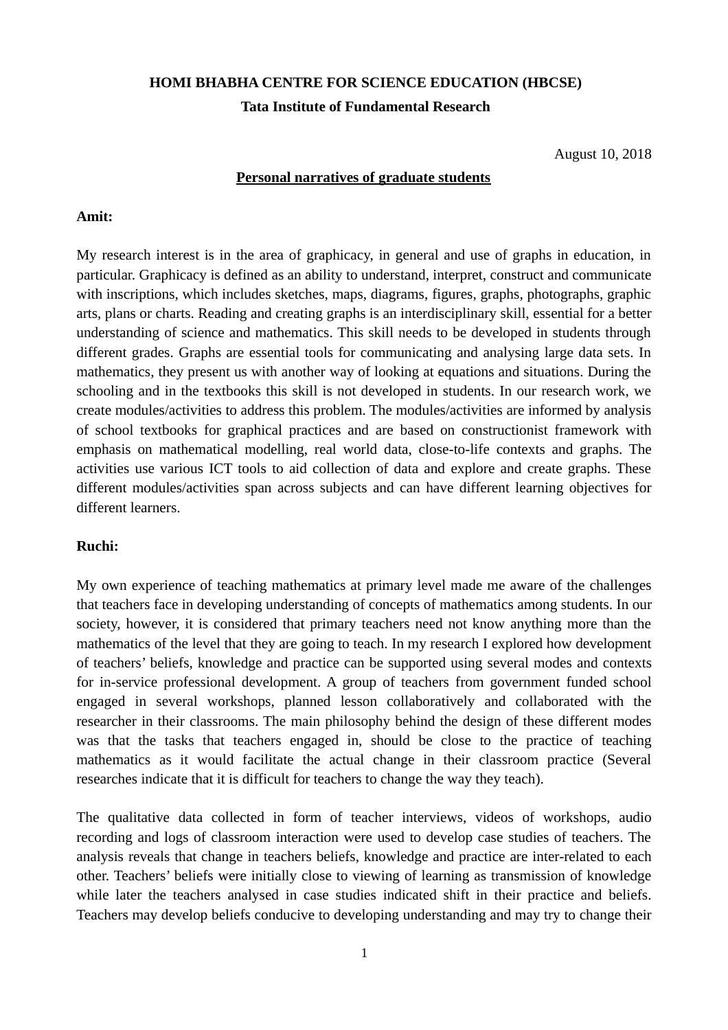**HOMI BHABHA CENTRE FOR SCIENCE EDUCATION (HBCSE)**

**Tata Institute of Fundamental Research**

August 10, 2018

**Personal narratives of graduate students**

**Amit:**

My research interest is in the area of graphicacy, in general and use of graphs in education, in particular. Graphicacy is defined as an ability to understand, interpret, construct and communicate with inscriptions, which includes sketches, maps, diagrams, figures, graphs, photographs, graphic arts, plans or charts. Reading and creating graphs is an interdisciplinary skill, essential for a better understanding of science and mathematics. This skill needs to be developed in students through different grades. Graphs are essential tools for communicating and analysing large data sets. In mathematics, they present us with another way of looking at equations and situations. During the schooling and in the textbooks this skill is not developed in students. In our research work, we create modules/activities to address this problem. The modules/activities are informed by analysis of school textbooks for graphical practices and are based on constructionist framework with emphasis on mathematical modelling, real world data, close-to-life contexts and graphs. The activities use various ICT tools to aid collection of data and explore and create graphs. These different modules/activities span across subjects and can have different learning objectives for different learners.

**Ruchi:**

My own experience of teaching mathematics at primary level made me aware of the challenges that teachers face in developing understanding of concepts of mathematics among students. In our society, however, it is considered that primary teachers need not know anything more than the mathematics of the level that they are going to teach. In my research I explored how development of teachers' beliefs, knowledge and practice can be supported using several modes and contexts for in-service professional development. A group of teachers from government funded school engaged in several workshops, planned lesson collaboratively and collaborated with the researcher in their classrooms. The main philosophy behind the design of these different modes was that the tasks that teachers engaged in, should be close to the practice of teaching mathematics as it would facilitate the actual change in their classroom practice (Several researches indicate that it is difficult for teachers to change the way they teach).

The qualitative data collected in form of teacher interviews, videos of workshops, audio recording and logs of classroom interaction were used to develop case studies of teachers. The analysis reveals that change in teachers beliefs, knowledge and practice are inter-related to each other. Teachers' beliefs were initially close to viewing of learning as transmission of knowledge while later the teachers analysed in case studies indicated shift in their practice and beliefs. Teachers may develop beliefs conducive to developing understanding and may try to change their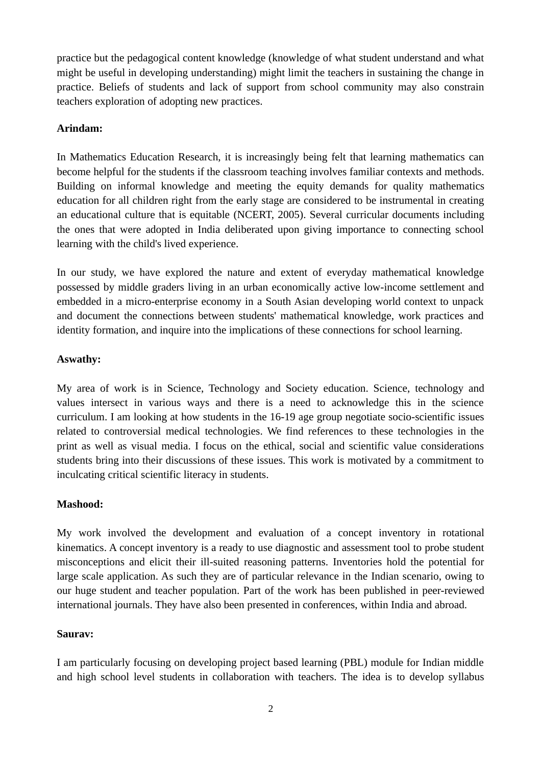practice but the pedagogical content knowledge (knowledge of what student understand and what might be useful in developing understanding) might limit the teachers in sustaining the change in practice. Beliefs of students and lack of support from school community may also constrain teachers exploration of adopting new practices.

**Arindam:**

In Mathematics Education Research, it is increasingly being felt that learning mathematics can become helpful for the students if the classroom teaching involves familiar contexts and methods. Building on informal knowledge and meeting the equity demands for quality mathematics education for all children right from the early stage are considered to be instrumental in creating an educational culture that is equitable (NCERT, 2005). Several curricular documents including the ones that were adopted in India deliberated upon giving importance to connecting school learning with the child's lived experience.

In our study, we have explored the nature and extent of everyday mathematical knowledge possessed by middle graders living in an urban economically active low-income settlement and embedded in a micro-enterprise economy in a South Asian developing world context to unpack and document the connections between students' mathematical knowledge, work practices and identity formation, and inquire into the implications of these connections for school learning.

**Aswathy:**

My area of work is in Science, Technology and Society education. Science, technology and values intersect in various ways and there is a need to acknowledge this in the science curriculum. I am looking at how students in the 16-19 age group negotiate socio-scientific issues related to controversial medical technologies. We find references to these technologies in the print as well as visual media. I focus on the ethical, social and scientific value considerations students bring into their discussions of these issues. This work is motivated by a commitment to inculcating critical scientific literacy in students.

**Mashood:**

My work involved the development and evaluation of a concept inventory in rotational kinematics. A concept inventory is a ready to use diagnostic and assessment tool to probe student misconceptions and elicit their ill-suited reasoning patterns. Inventories hold the potential for large scale application. As such they are of particular relevance in the Indian scenario, owing to our huge student and teacher population. Part of the work has been published in peer-reviewed international journals. They have also been presented in conferences, within India and abroad.

**Saurav:**

I am particularly focusing on developing project based learning (PBL) module for Indian middle and high school level students in collaboration with teachers. The idea is to develop syllabus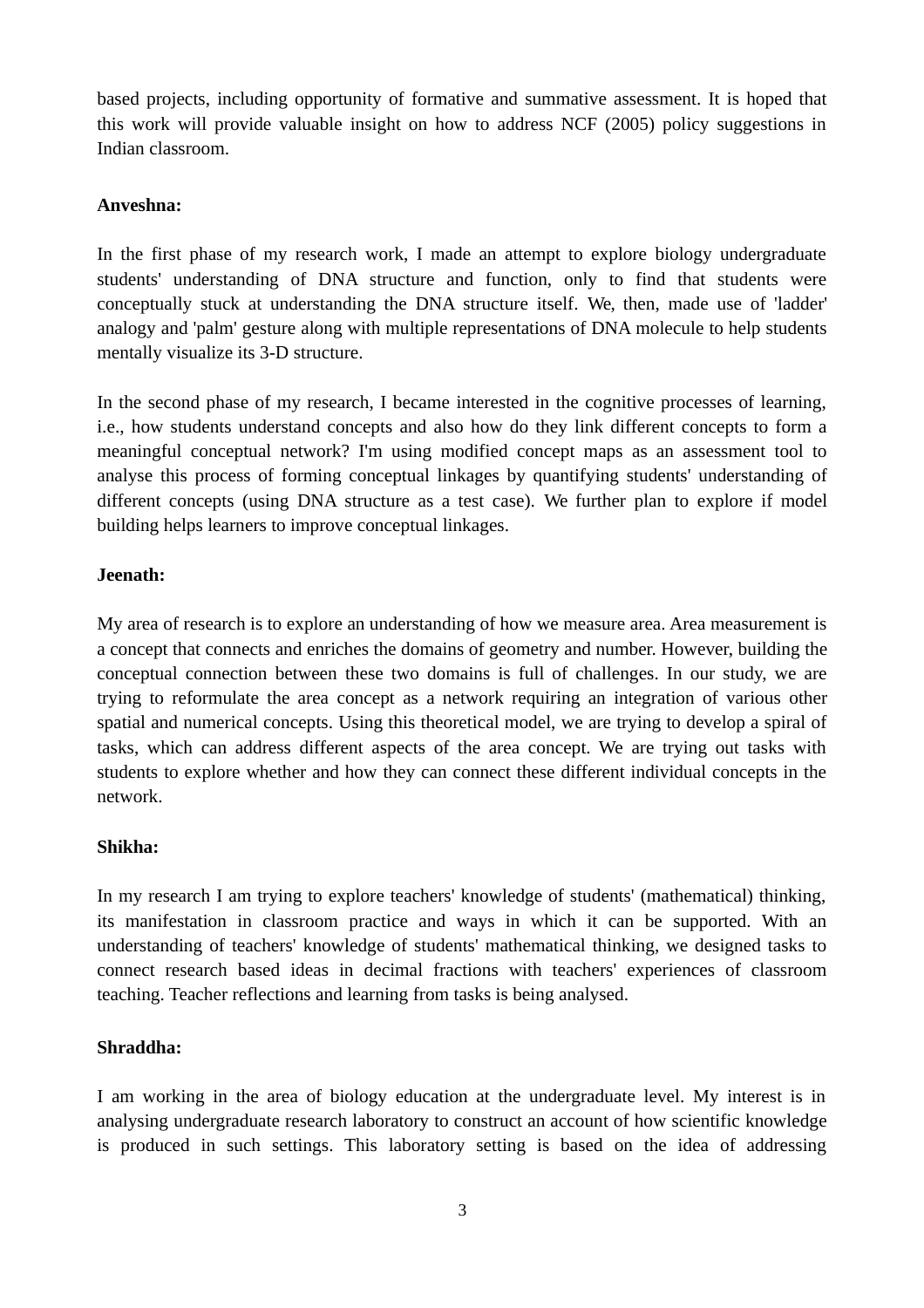based projects, including opportunity of formative and summative assessment. It is hoped that this work will provide valuable insight on how to address NCF (2005) policy suggestions in Indian classroom.

**Anveshna:**

In the first phase of my research work, I made an attempt to explore biology undergraduate students' understanding of DNA structure and function, only to find that students were conceptually stuck at understanding the DNA structure itself. We, then, made use of 'ladder' analogy and 'palm' gesture along with multiple representations of DNA molecule to help students mentally visualize its 3-D structure.

In the second phase of my research, I became interested in the cognitive processes of learning, i.e., how students understand concepts and also how do they link different concepts to form a meaningful conceptual network? I'm using modified concept maps as an assessment tool to analyse this process of forming conceptual linkages by quantifying students' understanding of different concepts (using DNA structure as a test case). We further plan to explore if model building helps learners to improve conceptual linkages.

**Jeenath:**

My area of research is to explore an understanding of how we measure area. Area measurement is a concept that connects and enriches the domains of geometry and number. However, building the conceptual connection between these two domains is full of challenges. In our study, we are trying to reformulate the area concept as a network requiring an integration of various other spatial and numerical concepts. Using this theoretical model, we are trying to develop a spiral of tasks, which can address different aspects of the area concept. We are trying out tasks with students to explore whether and how they can connect these different individual concepts in the network.

**Shikha:**

In my research I am trying to explore teachers' knowledge of students' (mathematical) thinking, its manifestation in classroom practice and ways in which it can be supported. With an understanding of teachers' knowledge of students' mathematical thinking, we designed tasks to connect research based ideas in decimal fractions with teachers' experiences of classroom teaching. Teacher reflections and learning from tasks is being analysed.

**Shraddha:**

I am working in the area of biology education at the undergraduate level. My interest is in analysing undergraduate research laboratory to construct an account of how scientific knowledge is produced in such settings. This laboratory setting is based on the idea of addressing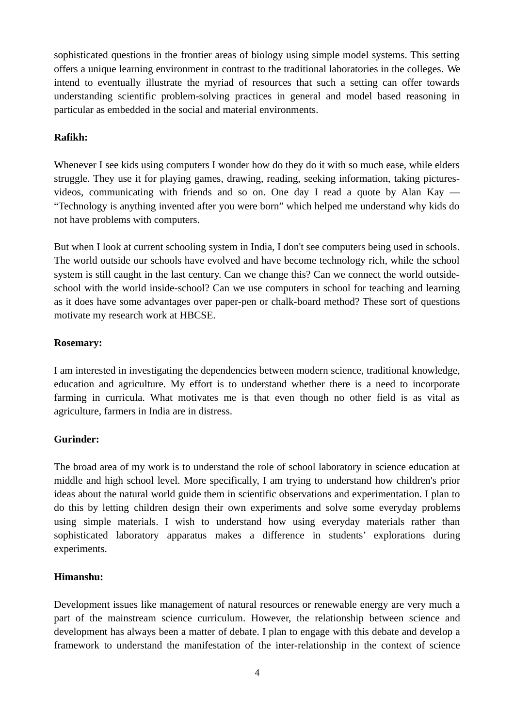sophisticated questions in the frontier areas of biology using simple model systems. This setting offers a unique learning environment in contrast to the traditional laboratories in the colleges. We intend to eventually illustrate the myriad of resources that such a setting can offer towards understanding scientific problem-solving practices in general and model based reasoning in particular as embedded in the social and material environments.

**Rafikh:**

Whenever I see kids using computers I wonder how do they do it with so much ease, while elders struggle. They use it for playing games, drawing, reading, seeking information, taking pictures-videos, communicating with friends and so on. One day I read a quote by Alan Kay — "Technology is anything invented after you were born" which helped me understand why kids do not have problems with computers.

But when I look at current schooling system in India, I don't see computers being used in schools. The world outside our schools have evolved and have become technology rich, while the school system is still caught in the last century. Can we change this? Can we connect the world outside-school with the world inside-school? Can we use computers in school for teaching and learning as it does have some advantages over paper-pen or chalk-board method? These sort of questions motivate my research work at HBCSE.

**Rosemary:**

I am interested in investigating the dependencies between modern science, traditional knowledge, education and agriculture. My effort is to understand whether there is a need to incorporate farming in curricula. What motivates me is that even though no other field is as vital as agriculture, farmers in India are in distress.

**Gurinder:**

The broad area of my work is to understand the role of school laboratory in science education at middle and high school level. More specifically, I am trying to understand how children's prior ideas about the natural world guide them in scientific observations and experimentation. I plan to do this by letting children design their own experiments and solve some everyday problems using simple materials. I wish to understand how using everyday materials rather than sophisticated laboratory apparatus makes a difference in students' explorations during experiments.

**Himanshu:**

Development issues like management of natural resources or renewable energy are very much a part of the mainstream science curriculum. However, the relationship between science and development has always been a matter of debate. I plan to engage with this debate and develop a framework to understand the manifestation of the inter-relationship in the context of science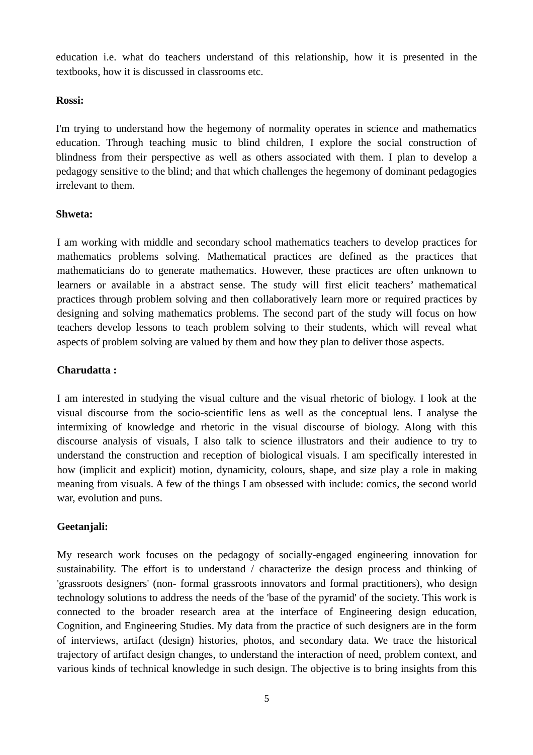education i.e. what do teachers understand of this relationship, how it is presented in the textbooks, how it is discussed in classrooms etc.

**Rossi:**

I'm trying to understand how the hegemony of normality operates in science and mathematics education. Through teaching music to blind children, I explore the social construction of blindness from their perspective as well as others associated with them. I plan to develop a pedagogy sensitive to the blind; and that which challenges the hegemony of dominant pedagogies irrelevant to them.

**Shweta:**

I am working with middle and secondary school mathematics teachers to develop practices for mathematics problems solving. Mathematical practices are defined as the practices that mathematicians do to generate mathematics. However, these practices are often unknown to learners or available in a abstract sense. The study will first elicit teachers' mathematical practices through problem solving and then collaboratively learn more or required practices by designing and solving mathematics problems. The second part of the study will focus on how teachers develop lessons to teach problem solving to their students, which will reveal what aspects of problem solving are valued by them and how they plan to deliver those aspects.

**Charudatta :**

I am interested in studying the visual culture and the visual rhetoric of biology. I look at the visual discourse from the socio-scientific lens as well as the conceptual lens. I analyse the intermixing of knowledge and rhetoric in the visual discourse of biology. Along with this discourse analysis of visuals, I also talk to science illustrators and their audience to try to understand the construction and reception of biological visuals. I am specifically interested in how (implicit and explicit) motion, dynamicity, colours, shape, and size play a role in making meaning from visuals. A few of the things I am obsessed with include: comics, the second world war, evolution and puns.

**Geetanjali:**

My research work focuses on the pedagogy of socially-engaged engineering innovation for sustainability. The effort is to understand / characterize the design process and thinking of 'grassroots designers' (non- formal grassroots innovators and formal practitioners), who design technology solutions to address the needs of the 'base of the pyramid' of the society. This work is connected to the broader research area at the interface of Engineering design education, Cognition, and Engineering Studies. My data from the practice of such designers are in the form of interviews, artifact (design) histories, photos, and secondary data. We trace the historical trajectory of artifact design changes, to understand the interaction of need, problem context, and various kinds of technical knowledge in such design. The objective is to bring insights from this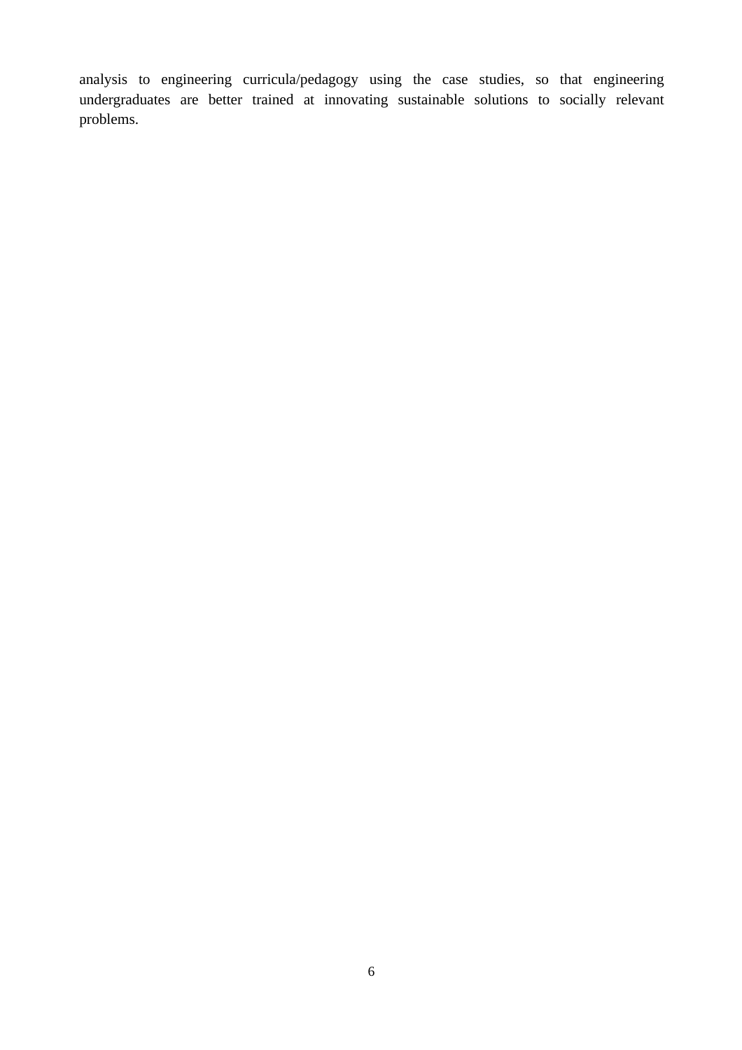analysis to engineering curricula/pedagogy using the case studies, so that engineering undergraduates are better trained at innovating sustainable solutions to socially relevant problems.